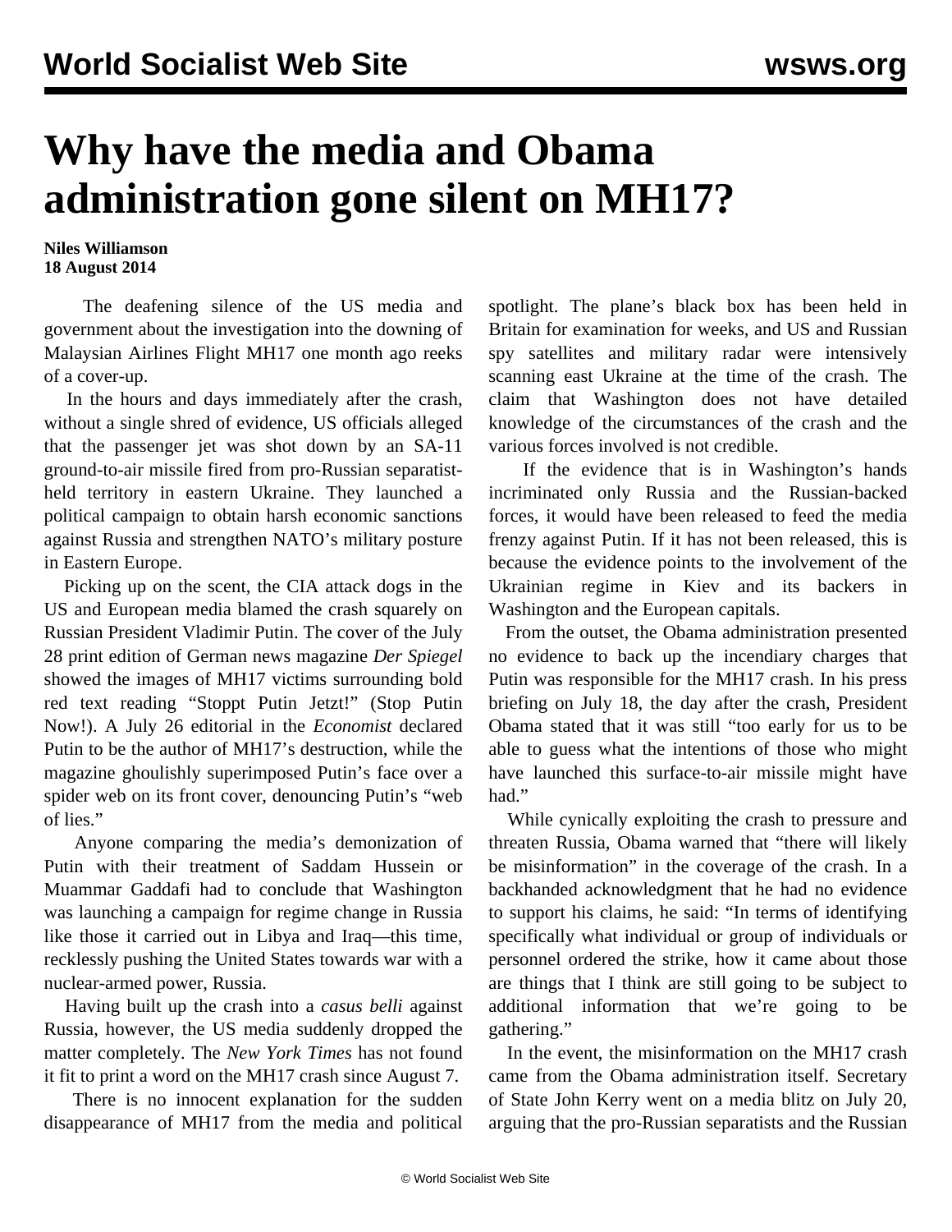// World Socialist Web Site wsws.org header is a running header — omit

# Why have the media and Obama administration gone silent on MH17?

**Niles Williamson**
**18 August 2014**

The deafening silence of the US media and government about the investigation into the downing of Malaysian Airlines Flight MH17 one month ago reeks of a cover-up.

In the hours and days immediately after the crash, without a single shred of evidence, US officials alleged that the passenger jet was shot down by an SA-11 ground-to-air missile fired from pro-Russian separatist-held territory in eastern Ukraine. They launched a political campaign to obtain harsh economic sanctions against Russia and strengthen NATO's military posture in Eastern Europe.

Picking up on the scent, the CIA attack dogs in the US and European media blamed the crash squarely on Russian President Vladimir Putin. The cover of the July 28 print edition of German news magazine *Der Spiegel* showed the images of MH17 victims surrounding bold red text reading "Stoppt Putin Jetzt!" (Stop Putin Now!). A July 26 editorial in the *Economist* declared Putin to be the author of MH17's destruction, while the magazine ghoulishly superimposed Putin's face over a spider web on its front cover, denouncing Putin's "web of lies."

Anyone comparing the media's demonization of Putin with their treatment of Saddam Hussein or Muammar Gaddafi had to conclude that Washington was launching a campaign for regime change in Russia like those it carried out in Libya and Iraq—this time, recklessly pushing the United States towards war with a nuclear-armed power, Russia.

Having built up the crash into a *casus belli* against Russia, however, the US media suddenly dropped the matter completely. The *New York Times* has not found it fit to print a word on the MH17 crash since August 7.

There is no innocent explanation for the sudden disappearance of MH17 from the media and political spotlight. The plane's black box has been held in Britain for examination for weeks, and US and Russian spy satellites and military radar were intensively scanning east Ukraine at the time of the crash. The claim that Washington does not have detailed knowledge of the circumstances of the crash and the various forces involved is not credible.

If the evidence that is in Washington's hands incriminated only Russia and the Russian-backed forces, it would have been released to feed the media frenzy against Putin. If it has not been released, this is because the evidence points to the involvement of the Ukrainian regime in Kiev and its backers in Washington and the European capitals.

From the outset, the Obama administration presented no evidence to back up the incendiary charges that Putin was responsible for the MH17 crash. In his press briefing on July 18, the day after the crash, President Obama stated that it was still "too early for us to be able to guess what the intentions of those who might have launched this surface-to-air missile might have had."

While cynically exploiting the crash to pressure and threaten Russia, Obama warned that "there will likely be misinformation" in the coverage of the crash. In a backhanded acknowledgment that he had no evidence to support his claims, he said: "In terms of identifying specifically what individual or group of individuals or personnel ordered the strike, how it came about those are things that I think are still going to be subject to additional information that we're going to be gathering."

In the event, the misinformation on the MH17 crash came from the Obama administration itself. Secretary of State John Kerry went on a media blitz on July 20, arguing that the pro-Russian separatists and the Russian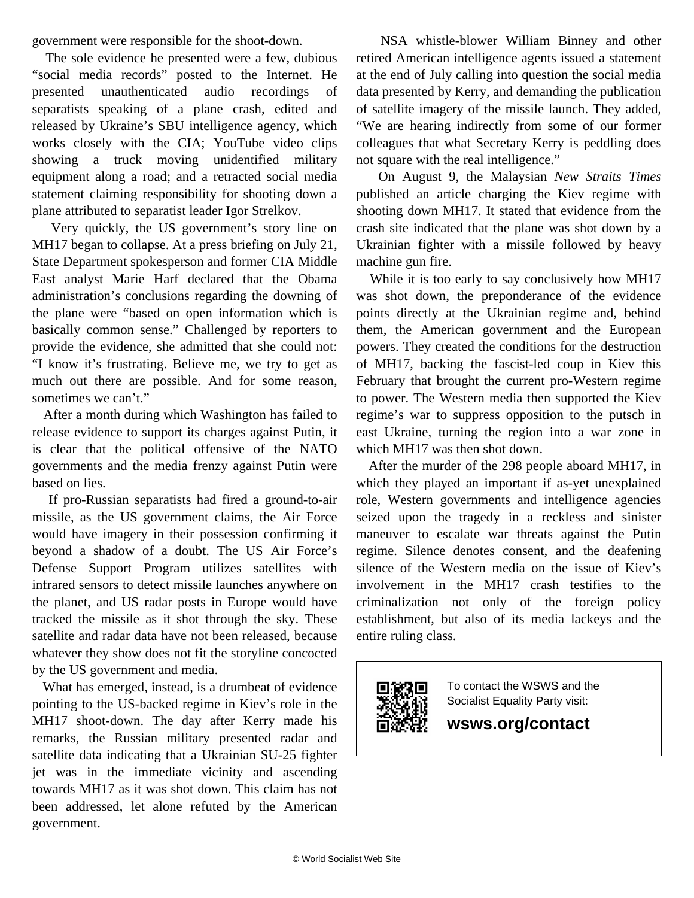government were responsible for the shoot-down.

The sole evidence he presented were a few, dubious "social media records" posted to the Internet. He presented unauthenticated audio recordings of separatists speaking of a plane crash, edited and released by Ukraine's SBU intelligence agency, which works closely with the CIA; YouTube video clips showing a truck moving unidentified military equipment along a road; and a retracted social media statement claiming responsibility for shooting down a plane attributed to separatist leader Igor Strelkov.

Very quickly, the US government's story line on MH17 began to collapse. At a press briefing on July 21, State Department spokesperson and former CIA Middle East analyst Marie Harf declared that the Obama administration's conclusions regarding the downing of the plane were "based on open information which is basically common sense." Challenged by reporters to provide the evidence, she admitted that she could not: "I know it's frustrating. Believe me, we try to get as much out there are possible. And for some reason, sometimes we can't."

After a month during which Washington has failed to release evidence to support its charges against Putin, it is clear that the political offensive of the NATO governments and the media frenzy against Putin were based on lies.

If pro-Russian separatists had fired a ground-to-air missile, as the US government claims, the Air Force would have imagery in their possession confirming it beyond a shadow of a doubt. The US Air Force's Defense Support Program utilizes satellites with infrared sensors to detect missile launches anywhere on the planet, and US radar posts in Europe would have tracked the missile as it shot through the sky. These satellite and radar data have not been released, because whatever they show does not fit the storyline concocted by the US government and media.

What has emerged, instead, is a drumbeat of evidence pointing to the US-backed regime in Kiev's role in the MH17 shoot-down. The day after Kerry made his remarks, the Russian military presented radar and satellite data indicating that a Ukrainian SU-25 fighter jet was in the immediate vicinity and ascending towards MH17 as it was shot down. This claim has not been addressed, let alone refuted by the American government.

NSA whistle-blower William Binney and other retired American intelligence agents issued a statement at the end of July calling into question the social media data presented by Kerry, and demanding the publication of satellite imagery of the missile launch. They added, "We are hearing indirectly from some of our former colleagues that what Secretary Kerry is peddling does not square with the real intelligence."

On August 9, the Malaysian *New Straits Times* published an article charging the Kiev regime with shooting down MH17. It stated that evidence from the crash site indicated that the plane was shot down by a Ukrainian fighter with a missile followed by heavy machine gun fire.

While it is too early to say conclusively how MH17 was shot down, the preponderance of the evidence points directly at the Ukrainian regime and, behind them, the American government and the European powers. They created the conditions for the destruction of MH17, backing the fascist-led coup in Kiev this February that brought the current pro-Western regime to power. The Western media then supported the Kiev regime's war to suppress opposition to the putsch in east Ukraine, turning the region into a war zone in which MH17 was then shot down.

After the murder of the 298 people aboard MH17, in which they played an important if as-yet unexplained role, Western governments and intelligence agencies seized upon the tragedy in a reckless and sinister maneuver to escalate war threats against the Putin regime. Silence denotes consent, and the deafening silence of the Western media on the issue of Kiev's involvement in the MH17 crash testifies to the criminalization not only of the foreign policy establishment, but also of its media lackeys and the entire ruling class.

To contact the WSWS and the Socialist Equality Party visit:

**wsws.org/contact**